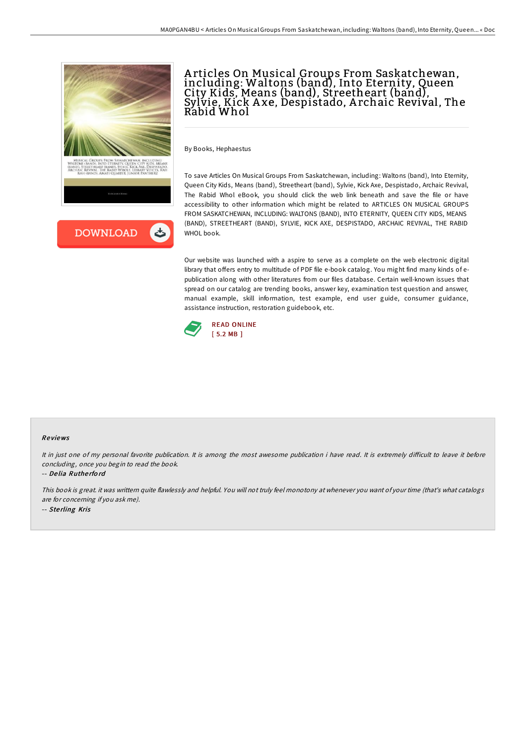# Articles On Musical Groups From Saskatchewan, including: Waltons (band), Into Eternity, Queen City Kids, Means (band), Streetheart (band), Sylvie, Kick Axe, Despistado, Archaic Revival, The Rabid Whol

By Books, Hephaestus

To save Articles On Musical Groups From Saskatchewan, including: Waltons (band), Into Eternity, Queen City Kids, Means (band), Streetheart (band), Sylvie, Kick Axe, Despistado, Archaic Revival, The Rabid Whol eBook, you should click the web link beneath and save the file or have accessibility to other information which might be related to ARTICLES ON MUSICAL GROUPS FROM SASKATCHEWAN, INCLUDING: WALTONS (BAND), INTO ETERNITY, QUEEN CITY KIDS, MEANS (BAND), STREETHEART (BAND), SYLVIE, KICK AXE, DESPISTADO, ARCHAIC REVIVAL, THE RABID WHOL book.

Our website was launched with a aspire to serve as a complete on the web electronic digital library that offers entry to multitude of PDF file e-book catalog. You might find many kinds of e-publication along with other literatures from our files database. Certain well-known issues that spread on our catalog are trending books, answer key, examination test question and answer, manual example, skill information, test example, end user guide, consumer guidance, assistance instruction, restoration guidebook, etc.

READ ONLINE
[ 5.2 MB ]

### Reviews

*It in just one of my personal favorite publication. It is among the most awesome publication i have read. It is extremely difficult to leave it before concluding, once you begin to read the book.*

-- *Delia Rutherford*

*This book is great. it was writtern quite flawlessly and helpful. You will not truly feel monotony at whenever you want of your time (that's what catalogs are for concerning if you ask me).*

-- *Sterling Kris*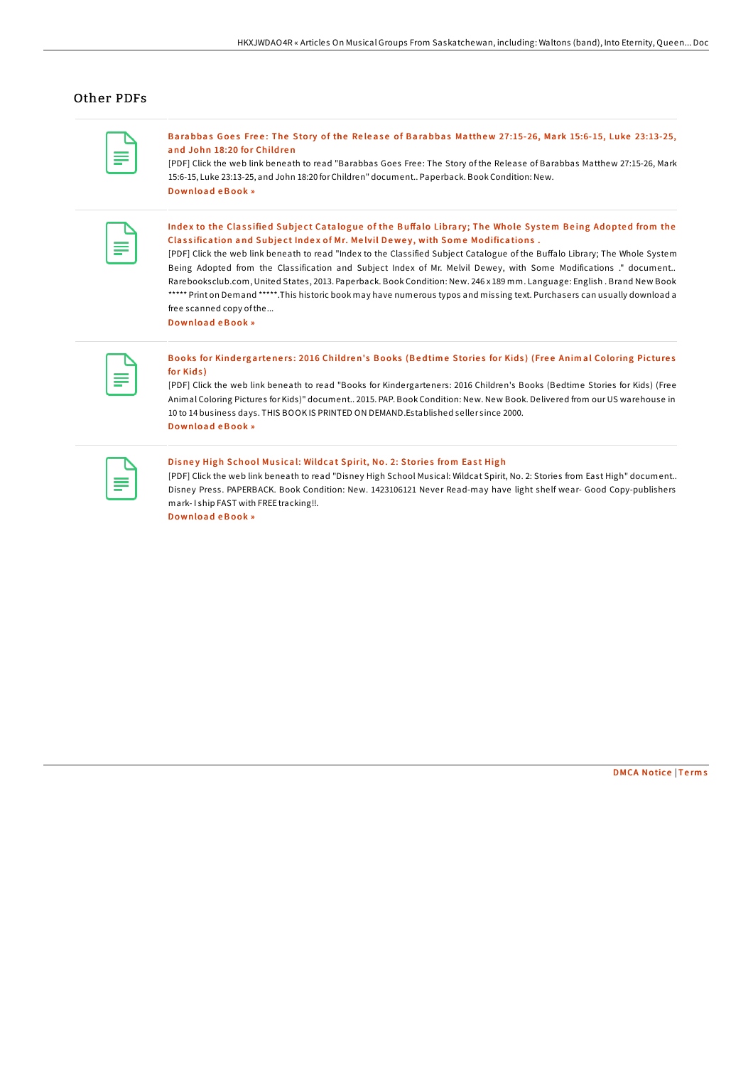## Other PDFs

### Barabbas Goes Free: The Story of the Release of Barabbas Matthew 27:15-26, Mark 15:6-15, Luke 23:13-25, and John 18:20 for Children

[PDF] Click the web link beneath to read "Barabbas Goes Free: The Story of the Release of Barabbas Matthew 27:15-26, Mark 15:6-15, Luke 23:13-25, and John 18:20 for Children" document.. Paperback. Book Condition: New.

Download eBook »

### Index to the Classified Subject Catalogue of the Buffalo Library; The Whole System Being Adopted from the Classification and Subject Index of Mr. Melvil Dewey, with Some Modifications .

[PDF] Click the web link beneath to read "Index to the Classified Subject Catalogue of the Buffalo Library; The Whole System Being Adopted from the Classification and Subject Index of Mr. Melvil Dewey, with Some Modifications ." document.. Rarebooksclub.com, United States, 2013. Paperback. Book Condition: New. 246 x 189 mm. Language: English . Brand New Book ***** Print on Demand *****.This historic book may have numerous typos and missing text. Purchasers can usually download a free scanned copy of the...

Download eBook »

### Books for Kindergarteners: 2016 Children's Books (Bedtime Stories for Kids) (Free Animal Coloring Pictures for Kids)

[PDF] Click the web link beneath to read "Books for Kindergarteners: 2016 Children's Books (Bedtime Stories for Kids) (Free Animal Coloring Pictures for Kids)" document.. 2015. PAP. Book Condition: New. New Book. Delivered from our US warehouse in 10 to 14 business days. THIS BOOK IS PRINTED ON DEMAND.Established seller since 2000.

Download eBook »

### Disney High School Musical: Wildcat Spirit, No. 2: Stories from East High

[PDF] Click the web link beneath to read "Disney High School Musical: Wildcat Spirit, No. 2: Stories from East High" document.. Disney Press. PAPERBACK. Book Condition: New. 1423106121 Never Read-may have light shelf wear- Good Copy-publishers mark- I ship FAST with FREE tracking!!.

Download eBook »

DMCA Notice | Terms